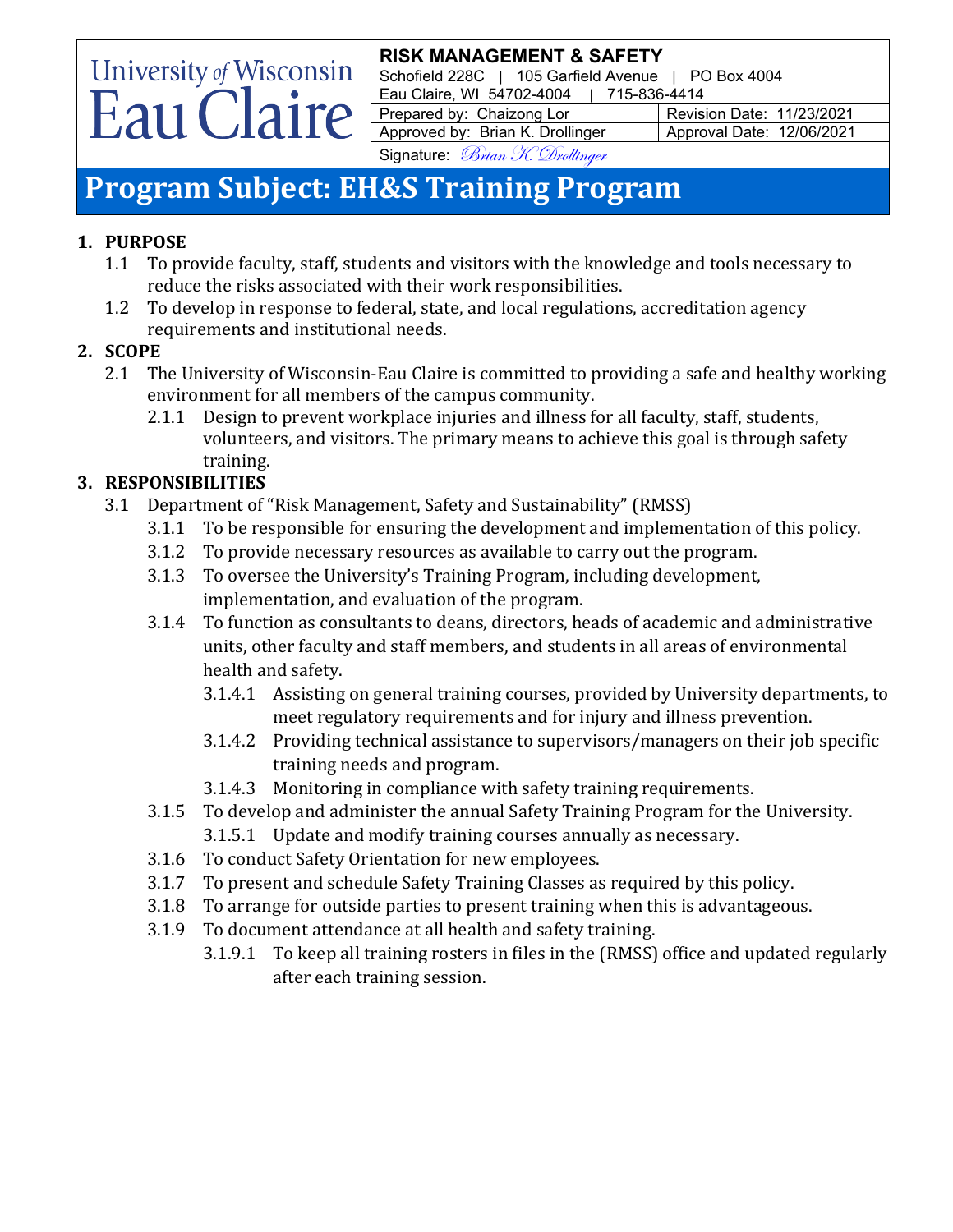**University of Wisconsin Eau Claire**

| **RISK MANAGEMENT & SAFETY** Schofield 228C \| 105 Garfield Avenue \| PO Box 4004 Eau Claire, WI 54702-4004 \| 715-836-4414 | |
|---|---|
| Prepared by: Chaizong Lor | Revision Date: 11/23/2021 |
| Approved by: Brian K. Drollinger | Approval Date: 12/06/2021 |
| Signature: *Brian K. Drollinger* | |

# Program Subject: EH&S Training Program

**1. PURPOSE**

1.1 To provide faculty, staff, students and visitors with the knowledge and tools necessary to reduce the risks associated with their work responsibilities.

1.2 To develop in response to federal, state, and local regulations, accreditation agency requirements and institutional needs.

**2. SCOPE**

2.1 The University of Wisconsin-Eau Claire is committed to providing a safe and healthy working environment for all members of the campus community.

2.1.1 Design to prevent workplace injuries and illness for all faculty, staff, students, volunteers, and visitors. The primary means to achieve this goal is through safety training.

**3. RESPONSIBILITIES**

3.1 Department of "Risk Management, Safety and Sustainability" (RMSS)

3.1.1 To be responsible for ensuring the development and implementation of this policy.

3.1.2 To provide necessary resources as available to carry out the program.

3.1.3 To oversee the University's Training Program, including development, implementation, and evaluation of the program.

3.1.4 To function as consultants to deans, directors, heads of academic and administrative units, other faculty and staff members, and students in all areas of environmental health and safety.

3.1.4.1 Assisting on general training courses, provided by University departments, to meet regulatory requirements and for injury and illness prevention.

3.1.4.2 Providing technical assistance to supervisors/managers on their job specific training needs and program.

3.1.4.3 Monitoring in compliance with safety training requirements.

3.1.5 To develop and administer the annual Safety Training Program for the University.

3.1.5.1 Update and modify training courses annually as necessary.

3.1.6 To conduct Safety Orientation for new employees.

3.1.7 To present and schedule Safety Training Classes as required by this policy.

3.1.8 To arrange for outside parties to present training when this is advantageous.

3.1.9 To document attendance at all health and safety training.

3.1.9.1 To keep all training rosters in files in the (RMSS) office and updated regularly after each training session.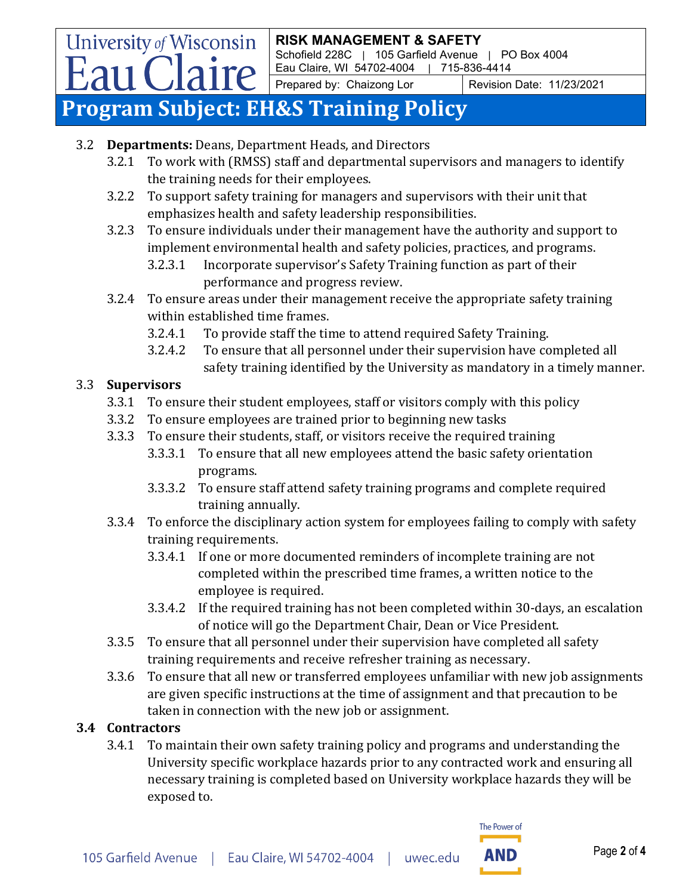3.2 **Departments:** Deans, Department Heads, and Directors

- 3.2.1 To work with (RMSS) staff and departmental supervisors and managers to identify the training needs for their employees.
- 3.2.2 To support safety training for managers and supervisors with their unit that emphasizes health and safety leadership responsibilities.
- 3.2.3 To ensure individuals under their management have the authority and support to implement environmental health and safety policies, practices, and programs.
  - 3.2.3.1 Incorporate supervisor's Safety Training function as part of their performance and progress review.
- 3.2.4 To ensure areas under their management receive the appropriate safety training within established time frames.
  - 3.2.4.1 To provide staff the time to attend required Safety Training.
  - 3.2.4.2 To ensure that all personnel under their supervision have completed all safety training identified by the University as mandatory in a timely manner.

3.3 **Supervisors**

- 3.3.1 To ensure their student employees, staff or visitors comply with this policy
- 3.3.2 To ensure employees are trained prior to beginning new tasks
- 3.3.3 To ensure their students, staff, or visitors receive the required training
  - 3.3.3.1 To ensure that all new employees attend the basic safety orientation programs.
  - 3.3.3.2 To ensure staff attend safety training programs and complete required training annually.
- 3.3.4 To enforce the disciplinary action system for employees failing to comply with safety training requirements.
  - 3.3.4.1 If one or more documented reminders of incomplete training are not completed within the prescribed time frames, a written notice to the employee is required.
  - 3.3.4.2 If the required training has not been completed within 30-days, an escalation of notice will go the Department Chair, Dean or Vice President.
- 3.3.5 To ensure that all personnel under their supervision have completed all safety training requirements and receive refresher training as necessary.
- 3.3.6 To ensure that all new or transferred employees unfamiliar with new job assignments are given specific instructions at the time of assignment and that precaution to be taken in connection with the new job or assignment.

**3.4 Contractors**

- 3.4.1 To maintain their own safety training policy and programs and understanding the University specific workplace hazards prior to any contracted work and ensuring all necessary training is completed based on University workplace hazards they will be exposed to.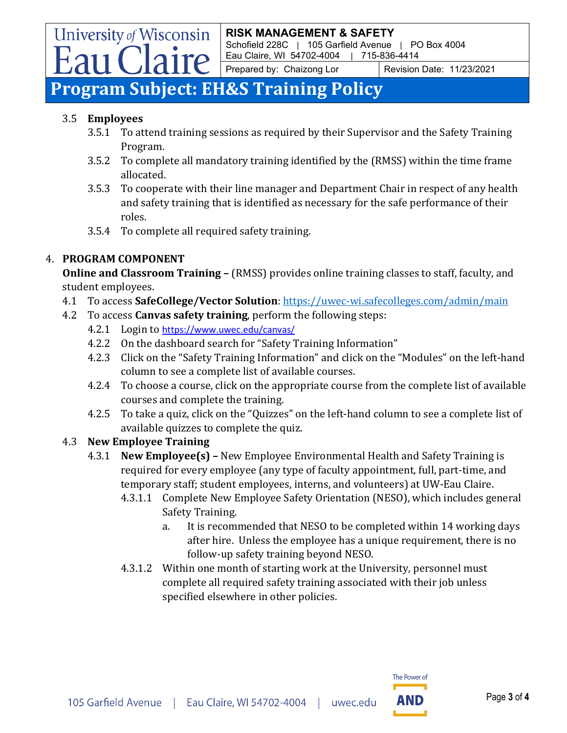3.5 **Employees**

3.5.1 To attend training sessions as required by their Supervisor and the Safety Training Program.

3.5.2 To complete all mandatory training identified by the (RMSS) within the time frame allocated.

3.5.3 To cooperate with their line manager and Department Chair in respect of any health and safety training that is identified as necessary for the safe performance of their roles.

3.5.4 To complete all required safety training.

4. **PROGRAM COMPONENT**

**Online and Classroom Training –** (RMSS) provides online training classes to staff, faculty, and student employees.

4.1 To access **SafeCollege/Vector Solution**: https://uwec-wi.safecolleges.com/admin/main

4.2 To access **Canvas safety training**, perform the following steps:

4.2.1 Login to https://www.uwec.edu/canvas/

4.2.2 On the dashboard search for "Safety Training Information"

4.2.3 Click on the "Safety Training Information" and click on the "Modules" on the left-hand column to see a complete list of available courses.

4.2.4 To choose a course, click on the appropriate course from the complete list of available courses and complete the training.

4.2.5 To take a quiz, click on the "Quizzes" on the left-hand column to see a complete list of available quizzes to complete the quiz.

4.3 **New Employee Training**

4.3.1 **New Employee(s) –** New Employee Environmental Health and Safety Training is required for every employee (any type of faculty appointment, full, part-time, and temporary staff; student employees, interns, and volunteers) at UW-Eau Claire.

4.3.1.1 Complete New Employee Safety Orientation (NESO), which includes general Safety Training.

a. It is recommended that NESO to be completed within 14 working days after hire. Unless the employee has a unique requirement, there is no follow-up safety training beyond NESO.

4.3.1.2 Within one month of starting work at the University, personnel must complete all required safety training associated with their job unless specified elsewhere in other policies.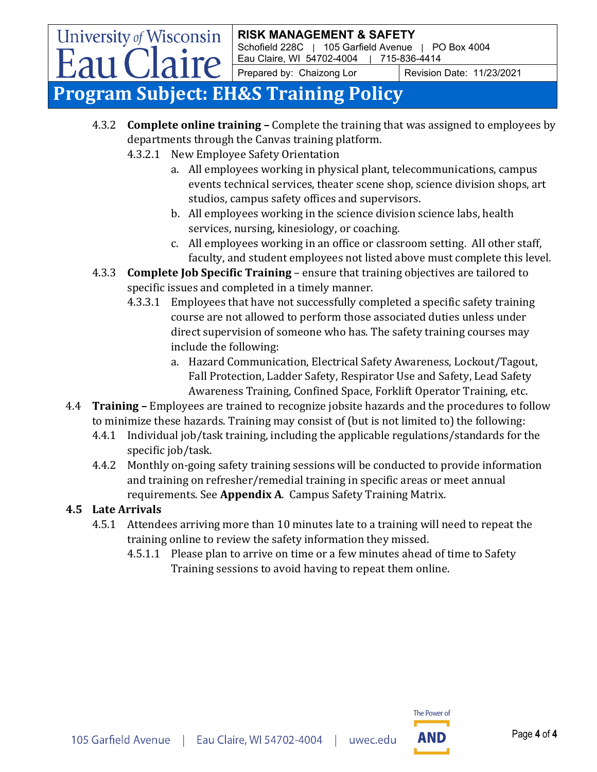4.3.2 **Complete online training –** Complete the training that was assigned to employees by departments through the Canvas training platform.

4.3.2.1 New Employee Safety Orientation

a. All employees working in physical plant, telecommunications, campus events technical services, theater scene shop, science division shops, art studios, campus safety offices and supervisors.

b. All employees working in the science division science labs, health services, nursing, kinesiology, or coaching.

c. All employees working in an office or classroom setting. All other staff, faculty, and student employees not listed above must complete this level.

4.3.3 **Complete Job Specific Training** – ensure that training objectives are tailored to specific issues and completed in a timely manner.

4.3.3.1 Employees that have not successfully completed a specific safety training course are not allowed to perform those associated duties unless under direct supervision of someone who has. The safety training courses may include the following:

a. Hazard Communication, Electrical Safety Awareness, Lockout/Tagout, Fall Protection, Ladder Safety, Respirator Use and Safety, Lead Safety Awareness Training, Confined Space, Forklift Operator Training, etc.

4.4 **Training –** Employees are trained to recognize jobsite hazards and the procedures to follow to minimize these hazards. Training may consist of (but is not limited to) the following:

4.4.1 Individual job/task training, including the applicable regulations/standards for the specific job/task.

4.4.2 Monthly on-going safety training sessions will be conducted to provide information and training on refresher/remedial training in specific areas or meet annual requirements. See **Appendix A**. Campus Safety Training Matrix.

**4.5 Late Arrivals**

4.5.1 Attendees arriving more than 10 minutes late to a training will need to repeat the training online to review the safety information they missed.

4.5.1.1 Please plan to arrive on time or a few minutes ahead of time to Safety Training sessions to avoid having to repeat them online.